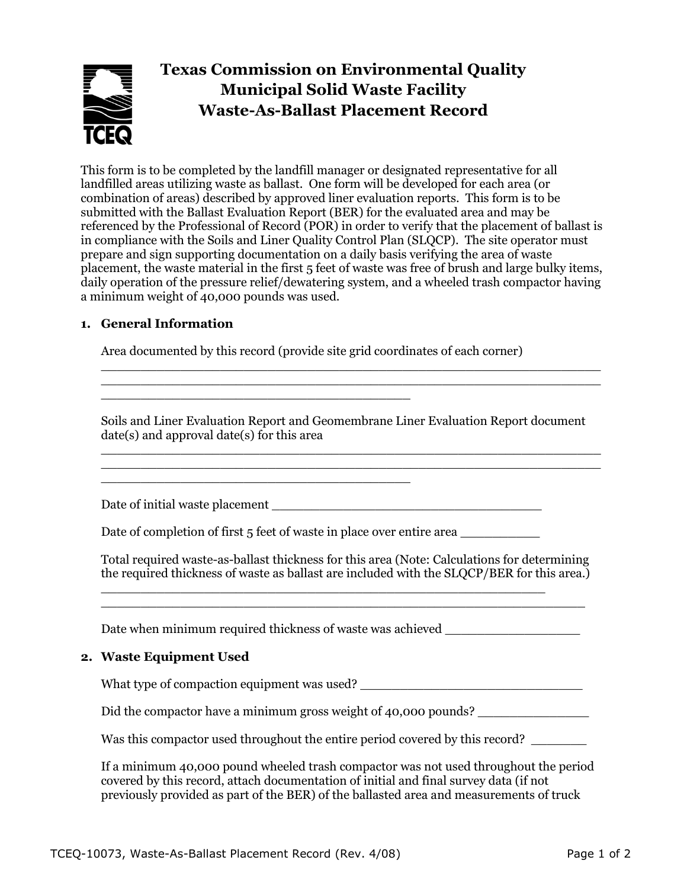# Texas Commission on Environmental Quality
## Municipal Solid Waste Facility
## Waste-As-Ballast Placement Record

This form is to be completed by the landfill manager or designated representative for all landfilled areas utilizing waste as ballast. One form will be developed for each area (or combination of areas) described by approved liner evaluation reports. This form is to be submitted with the Ballast Evaluation Report (BER) for the evaluated area and may be referenced by the Professional of Record (POR) in order to verify that the placement of ballast is in compliance with the Soils and Liner Quality Control Plan (SLQCP). The site operator must prepare and sign supporting documentation on a daily basis verifying the area of waste placement, the waste material in the first 5 feet of waste was free of brush and large bulky items, daily operation of the pressure relief/dewatering system, and a wheeled trash compactor having a minimum weight of 40,000 pounds was used.

**1. General Information**

Area documented by this record (provide site grid coordinates of each corner)

_______________________________________________________________
_______________________________________________________________
_________________________________________

Soils and Liner Evaluation Report and Geomembrane Liner Evaluation Report document date(s) and approval date(s) for this area

_______________________________________________________________
_______________________________________________________________
_________________________________________

Date of initial waste placement ___________________________________

Date of completion of first 5 feet of waste in place over entire area __________

Total required waste-as-ballast thickness for this area (Note: Calculations for determining the required thickness of waste as ballast are included with the SLQCP/BER for this area.)

__________________________________________________________
_______________________________________________________________

Date when minimum required thickness of waste was achieved _________________

**2. Waste Equipment Used**

What type of compaction equipment was used? _____________________________

Did the compactor have a minimum gross weight of 40,000 pounds? ______________

Was this compactor used throughout the entire period covered by this record? _______

If a minimum 40,000 pound wheeled trash compactor was not used throughout the period covered by this record, attach documentation of initial and final survey data (if not previously provided as part of the BER) of the ballasted area and measurements of truck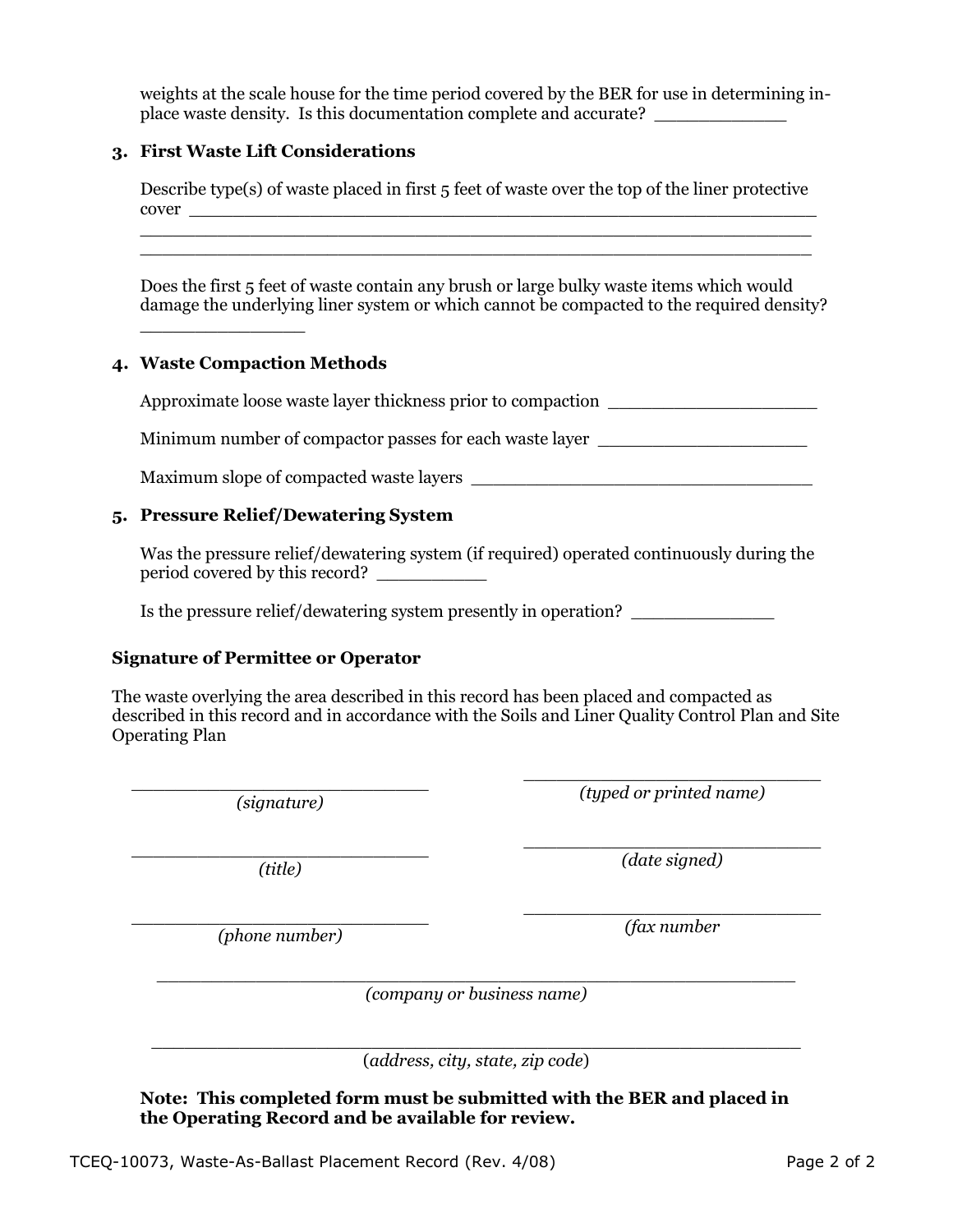weights at the scale house for the time period covered by the BER for use in determining in-place waste density. Is this documentation complete and accurate? ____________

### 3. First Waste Lift Considerations

Describe type(s) of waste placed in first 5 feet of waste over the top of the liner protective cover ________________________________________________________
_____________________________________________________________
_____________________________________________________________

Does the first 5 feet of waste contain any brush or large bulky waste items which would damage the underlying liner system or which cannot be compacted to the required density? _______________

### 4. Waste Compaction Methods

Approximate loose waste layer thickness prior to compaction ___________________

Minimum number of compactor passes for each waste layer ___________________

Maximum slope of compacted waste layers ______________________________

### 5. Pressure Relief/Dewatering System

Was the pressure relief/dewatering system (if required) operated continuously during the period covered by this record? __________

Is the pressure relief/dewatering system presently in operation? _____________

### Signature of Permittee or Operator

The waste overlying the area described in this record has been placed and compacted as described in this record and in accordance with the Soils and Liner Quality Control Plan and Site Operating Plan

___________________________ *(signature)*

___________________________ *(typed or printed name)*

___________________________ *(title)*

___________________________ *(date signed)*

___________________________ *(phone number)*

___________________________ *(fax number*

___________________________________________________________ *(company or business name)*

___________________________________________________________ (*address, city, state, zip code*)

**Note: This completed form must be submitted with the BER and placed in the Operating Record and be available for review.**

TCEQ-10073, Waste-As-Ballast Placement Record (Rev. 4/08)